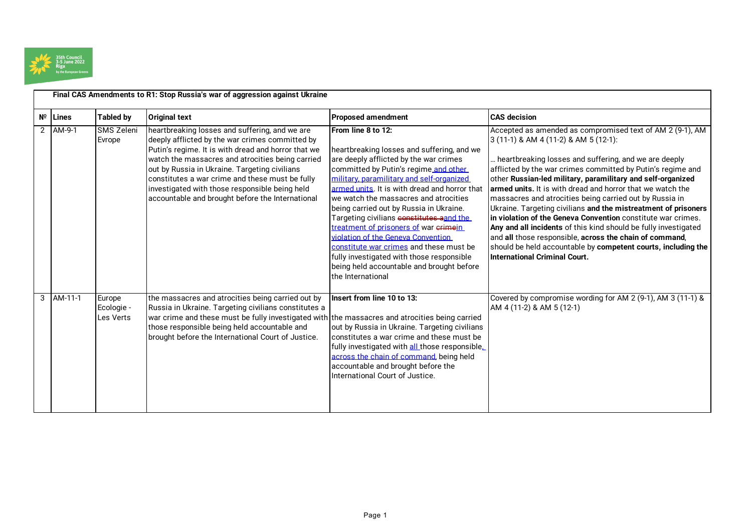| Final CAS Amendments to R1: Stop Russia's war of aggression against Ukraine | | | | | |
|---|---|---|---|---|---|
| **№** | **Lines** | **Tabled by** | **Original text** | **Proposed amendment** | **CAS decision** |
| 2 | AM-9-1 | SMS Zeleni Evrope | heartbreaking losses and suffering, and we are deeply afflicted by the war crimes committed by Putin's regime. It is with dread and horror that we watch the massacres and atrocities being carried out by Russia in Ukraine. Targeting civilians constitutes a war crime and these must be fully investigated with those responsible being held accountable and brought before the International | **From line 8 to 12:**<br><br>heartbreaking losses and suffering, and we are deeply afflicted by the war crimes committed by Putin's regime and other military, paramilitary and self-organized armed units. It is with dread and horror that we watch the massacres and atrocities being carried out by Russia in Ukraine. Targeting civilians ~~constitutes a~~and the treatment of prisoners of war ~~crime~~in violation of the Geneva Convention constitute war crimes and these must be fully investigated with those responsible being held accountable and brought before the International | Accepted as amended as compromised text of AM 2 (9-1), AM 3 (11-1) & AM 4 (11-2) & AM 5 (12-1):<br><br>… heartbreaking losses and suffering, and we are deeply afflicted by the war crimes committed by Putin's regime and other **Russian-led military, paramilitary and self-organized armed units.** It is with dread and horror that we watch the massacres and atrocities being carried out by Russia in Ukraine. Targeting civilians **and the mistreatment of prisoners in violation of the Geneva Convention** constitute war crimes. **Any and all incidents** of this kind should be fully investigated and **all** those responsible, **across the chain of command**, should be held accountable by **competent courts, including the International Criminal Court.** |
| 3 | AM-11-1 | Europe Ecologie - Les Verts | the massacres and atrocities being carried out by Russia in Ukraine. Targeting civilians constitutes a war crime and these must be fully investigated with those responsible being held accountable and brought before the International Court of Justice. | **Insert from line 10 to 13:**<br><br>the massacres and atrocities being carried out by Russia in Ukraine. Targeting civilians constitutes a war crime and these must be fully investigated with all those responsible, across the chain of command, being held accountable and brought before the International Court of Justice. | Covered by compromise wording for AM 2 (9-1), AM 3 (11-1) & AM 4 (11-2) & AM 5 (12-1) |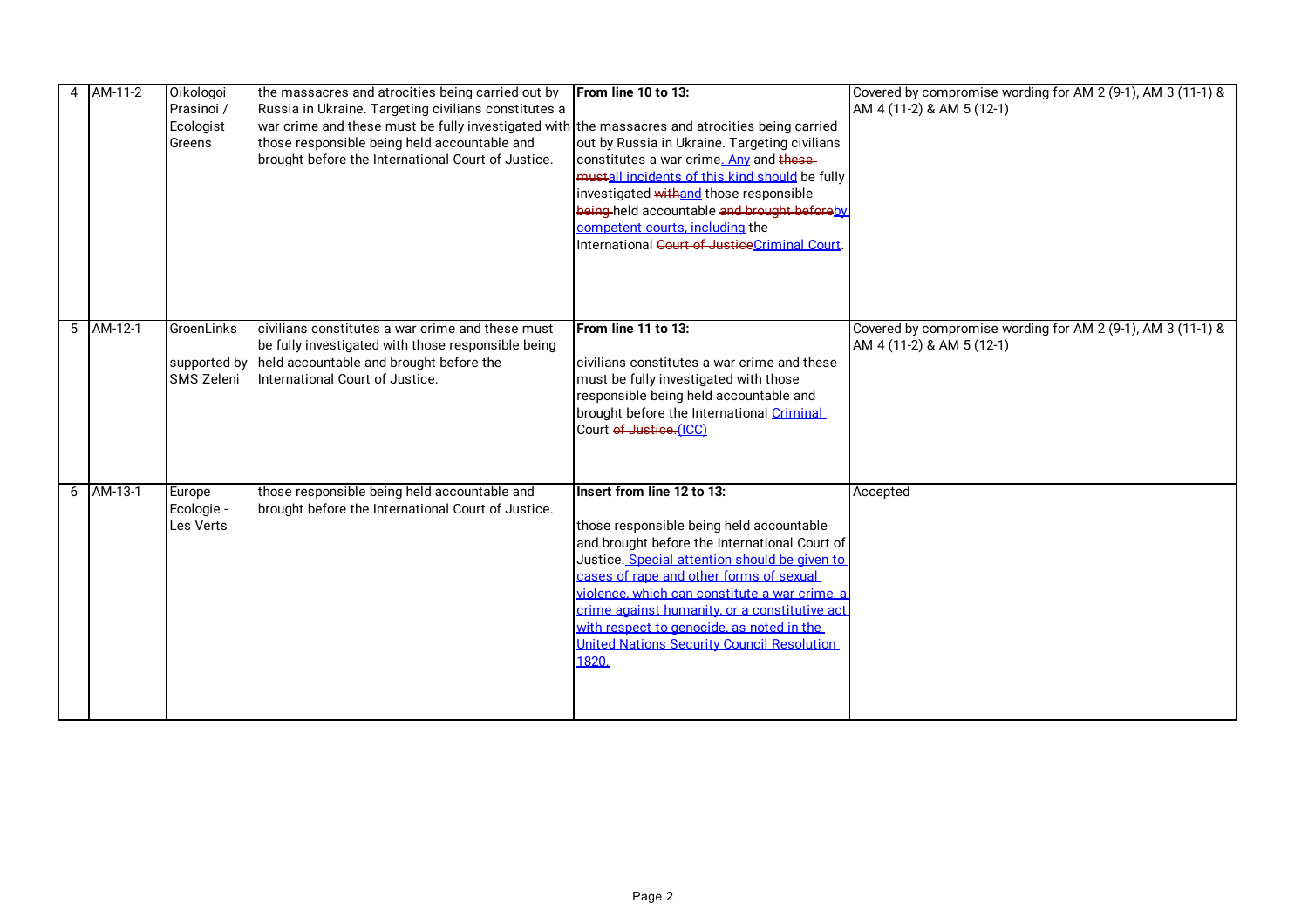| 4 | AM-11-2 | Oikologoi Prasinoi / Ecologist Greens | the massacres and atrocities being carried out by Russia in Ukraine. Targeting civilians constitutes a war crime and these must be fully investigated with those responsible being held accountable and brought before the International Court of Justice. | **From line 10 to 13:**<br><br>the massacres and atrocities being carried out by Russia in Ukraine. Targeting civilians constitutes a war crime~~.~~ Any and ~~these must~~all incidents of this kind should be fully investigated ~~with~~and those responsible ~~being~~ held accountable ~~and brought before~~by competent courts, including the International ~~Court of Justice~~Criminal Court. | Covered by compromise wording for AM 2 (9-1), AM 3 (11-1) & AM 4 (11-2) & AM 5 (12-1) |
|---|---|---|---|---|---|
| 5 | AM-12-1 | GroenLinks<br><br>supported by SMS Zeleni | civilians constitutes a war crime and these must be fully investigated with those responsible being held accountable and brought before the International Court of Justice. | **From line 11 to 13:**<br><br>civilians constitutes a war crime and these must be fully investigated with those responsible being held accountable and brought before the International Criminal Court ~~of Justice.~~(ICC) | Covered by compromise wording for AM 2 (9-1), AM 3 (11-1) & AM 4 (11-2) & AM 5 (12-1) |
| 6 | AM-13-1 | Europe Ecologie - Les Verts | those responsible being held accountable and brought before the International Court of Justice. | **Insert from line 12 to 13:**<br><br>those responsible being held accountable and brought before the International Court of Justice. Special attention should be given to cases of rape and other forms of sexual violence, which can constitute a war crime, a crime against humanity, or a constitutive act with respect to genocide, as noted in the United Nations Security Council Resolution 1820. | Accepted |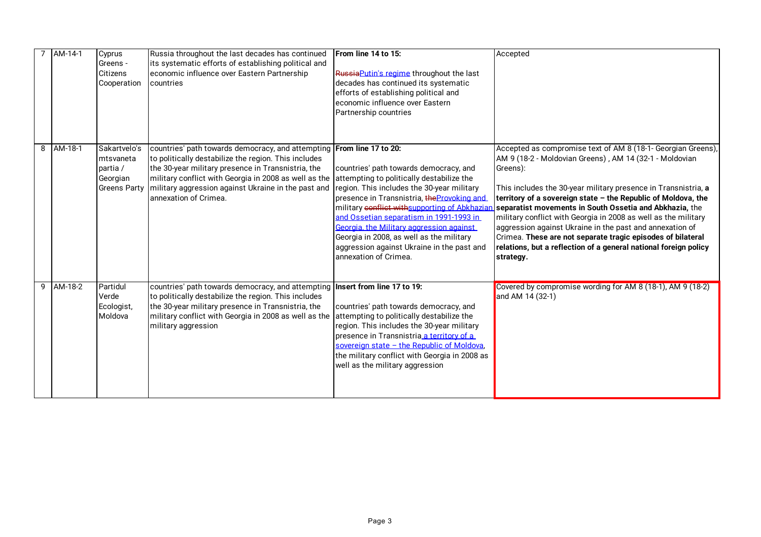| 7 | AM-14-1 | Cyprus Greens - Citizens Cooperation | Russia throughout the last decades has continued its systematic efforts of establishing political and economic influence over Eastern Partnership countries | **From line 14 to 15:**<br><br>~~Russia~~Putin's regime throughout the last decades has continued its systematic efforts of establishing political and economic influence over Eastern Partnership countries | Accepted |
|---|---|---|---|---|---|
| 8 | AM-18-1 | Sakartvelo's mtsvaneta partia / Georgian Greens Party | countries' path towards democracy, and attempting to politically destabilize the region. This includes the 30-year military presence in Transnistria, the military conflict with Georgia in 2008 as well as the military aggression against Ukraine in the past and annexation of Crimea. | **From line 17 to 20:**<br><br>countries' path towards democracy, and attempting to politically destabilize the region. This includes the 30-year military presence in Transnistria, ~~the~~Provoking and military ~~conflict with~~supporting of Abkhazian and Ossetian separatism in 1991-1993 in Georgia, the Military aggression against Georgia in 2008, as well as the military aggression against Ukraine in the past and annexation of Crimea. | Accepted as compromise text of AM 8 (18-1- Georgian Greens), AM 9 (18-2 - Moldovian Greens) , AM 14 (32-1 - Moldovian Greens):<br><br>This includes the 30-year military presence in Transnistria, **a territory of a sovereign state – the Republic of Moldova, the separatist movements in South Ossetia and Abkhazia,** the military conflict with Georgia in 2008 as well as the military aggression against Ukraine in the past and annexation of Crimea. **These are not separate tragic episodes of bilateral relations, but a reflection of a general national foreign policy strategy.** |
| 9 | AM-18-2 | Partidul Verde Ecologist, Moldova | countries' path towards democracy, and attempting to politically destabilize the region. This includes the 30-year military presence in Transnistria, the military conflict with Georgia in 2008 as well as the military aggression | **Insert from line 17 to 19:**<br><br>countries' path towards democracy, and attempting to politically destabilize the region. This includes the 30-year military presence in Transnistria a territory of a sovereign state – the Republic of Moldova, the military conflict with Georgia in 2008 as well as the military aggression | Covered by compromise wording for AM 8 (18-1), AM 9 (18-2) and AM 14 (32-1) |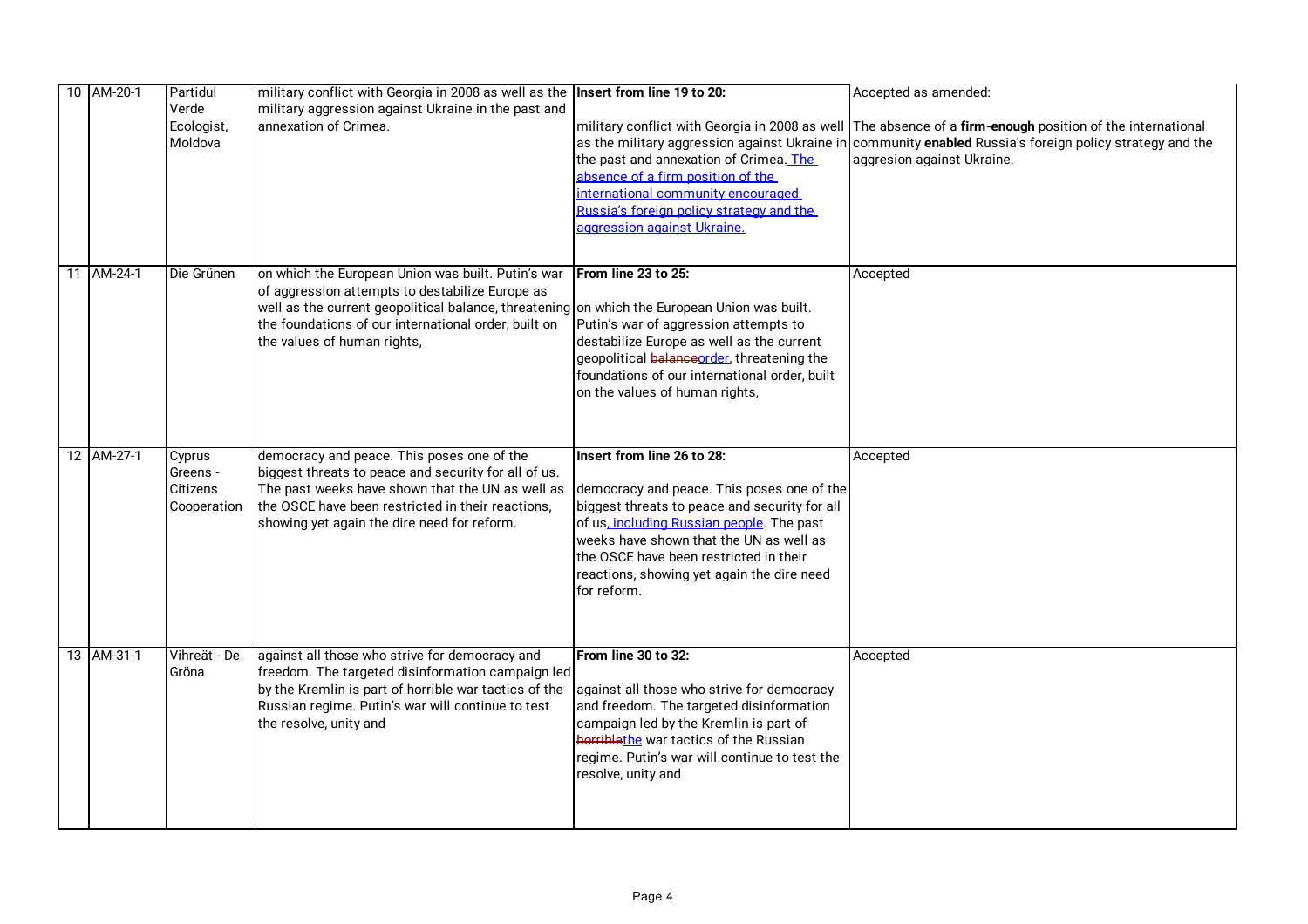| 10 | AM-20-1 | Partidul Verde Ecologist, Moldova | military conflict with Georgia in 2008 as well as the military aggression against Ukraine in the past and annexation of Crimea. | **Insert from line 19 to 20:**<br><br>military conflict with Georgia in 2008 as well as the military aggression against Ukraine in the past and annexation of Crimea. The absence of a firm position of the international community encouraged Russia's foreign policy strategy and the aggression against Ukraine. | Accepted as amended:<br><br>The absence of a **firm-enough** position of the international community **enabled** Russia's foreign policy strategy and the aggresion against Ukraine. |
|---|---|---|---|---|---|
| 11 | AM-24-1 | Die Grünen | on which the European Union was built. Putin's war of aggression attempts to destabilize Europe as well as the current geopolitical balance, threatening the foundations of our international order, built on the values of human rights, | **From line 23 to 25:**<br><br>on which the European Union was built. Putin's war of aggression attempts to destabilize Europe as well as the current geopolitical ~~balance~~order, threatening the foundations of our international order, built on the values of human rights, | Accepted |
| 12 | AM-27-1 | Cyprus Greens - Citizens Cooperation | democracy and peace. This poses one of the biggest threats to peace and security for all of us. The past weeks have shown that the UN as well as the OSCE have been restricted in their reactions, showing yet again the dire need for reform. | **Insert from line 26 to 28:**<br><br>democracy and peace. This poses one of the biggest threats to peace and security for all of us, including Russian people. The past weeks have shown that the UN as well as the OSCE have been restricted in their reactions, showing yet again the dire need for reform. | Accepted |
| 13 | AM-31-1 | Vihreät - De Gröna | against all those who strive for democracy and freedom. The targeted disinformation campaign led by the Kremlin is part of horrible war tactics of the Russian regime. Putin's war will continue to test the resolve, unity and | **From line 30 to 32:**<br><br>against all those who strive for democracy and freedom. The targeted disinformation campaign led by the Kremlin is part of ~~horrible~~the war tactics of the Russian regime. Putin's war will continue to test the resolve, unity and | Accepted |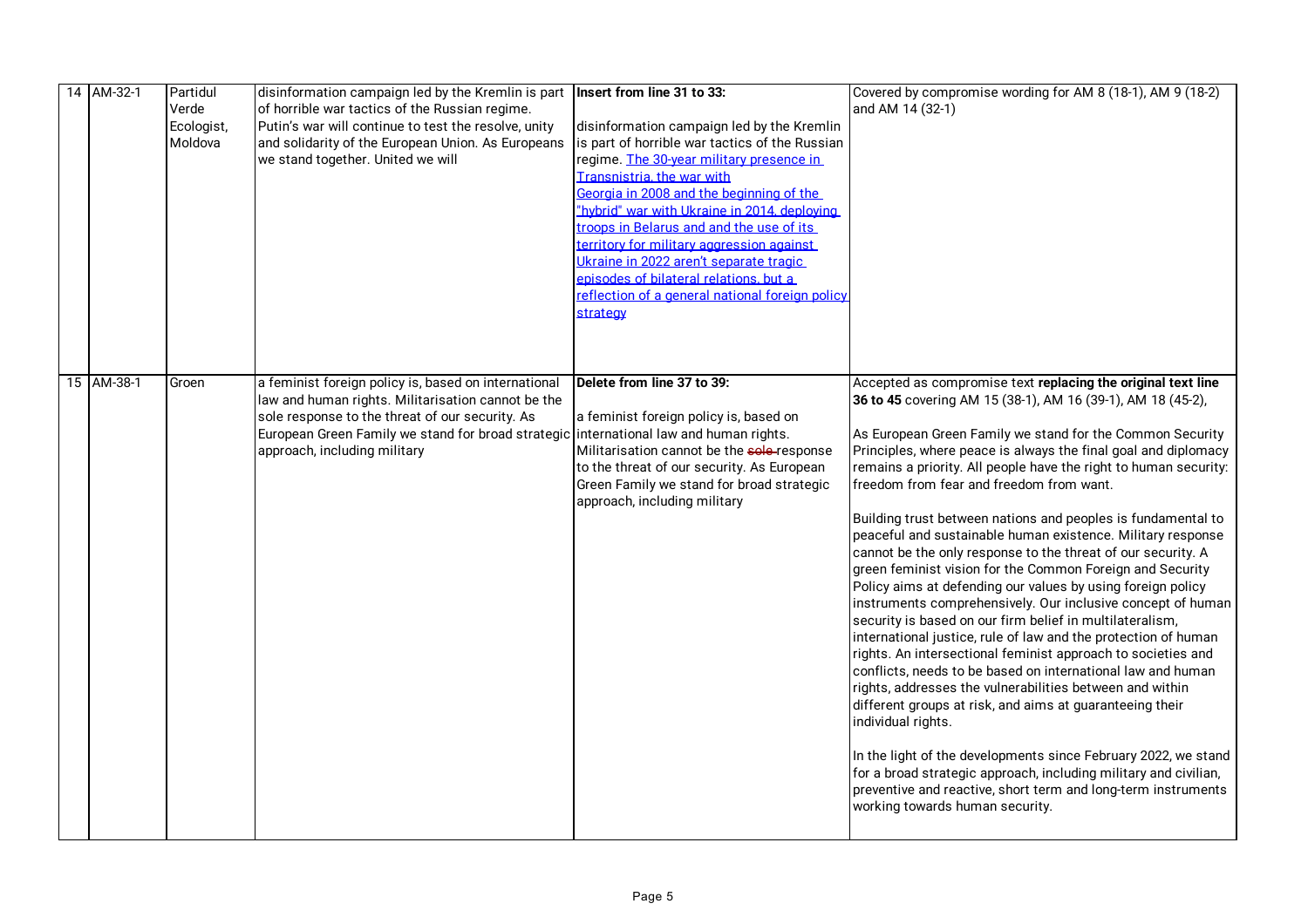| 14 | AM-32-1 | Partidul Verde Ecologist, Moldova | disinformation campaign led by the Kremlin is part of horrible war tactics of the Russian regime. Putin's war will continue to test the resolve, unity and solidarity of the European Union. As Europeans we stand together. United we will | **Insert from line 31 to 33:**<br><br>disinformation campaign led by the Kremlin is part of horrible war tactics of the Russian regime. The 30-year military presence in Transnistria, the war with Georgia in 2008 and the beginning of the "hybrid" war with Ukraine in 2014, deploying troops in Belarus and and the use of its territory for military aggression against Ukraine in 2022 aren't separate tragic episodes of bilateral relations, but a reflection of a general national foreign policy strategy | Covered by compromise wording for AM 8 (18-1), AM 9 (18-2) and AM 14 (32-1) |
|---|---|---|---|---|---|
| 15 | AM-38-1 | Groen | a feminist foreign policy is, based on international law and human rights. Militarisation cannot be the sole response to the threat of our security. As European Green Family we stand for broad strategic approach, including military | **Delete from line 37 to 39:**<br><br>a feminist foreign policy is, based on international law and human rights. Militarisation cannot be the ~~sole~~ response to the threat of our security. As European Green Family we stand for broad strategic approach, including military | Accepted as compromise text **replacing the original text line 36 to 45** covering AM 15 (38-1), AM 16 (39-1), AM 18 (45-2),<br><br>As European Green Family we stand for the Common Security Principles, where peace is always the final goal and diplomacy remains a priority. All people have the right to human security: freedom from fear and freedom from want.<br><br>Building trust between nations and peoples is fundamental to peaceful and sustainable human existence. Military response cannot be the only response to the threat of our security. A green feminist vision for the Common Foreign and Security Policy aims at defending our values by using foreign policy instruments comprehensively. Our inclusive concept of human security is based on our firm belief in multilateralism, international justice, rule of law and the protection of human rights. An intersectional feminist approach to societies and conflicts, needs to be based on international law and human rights, addresses the vulnerabilities between and within different groups at risk, and aims at guaranteeing their individual rights.<br><br>In the light of the developments since February 2022, we stand for a broad strategic approach, including military and civilian, preventive and reactive, short term and long-term instruments working towards human security. |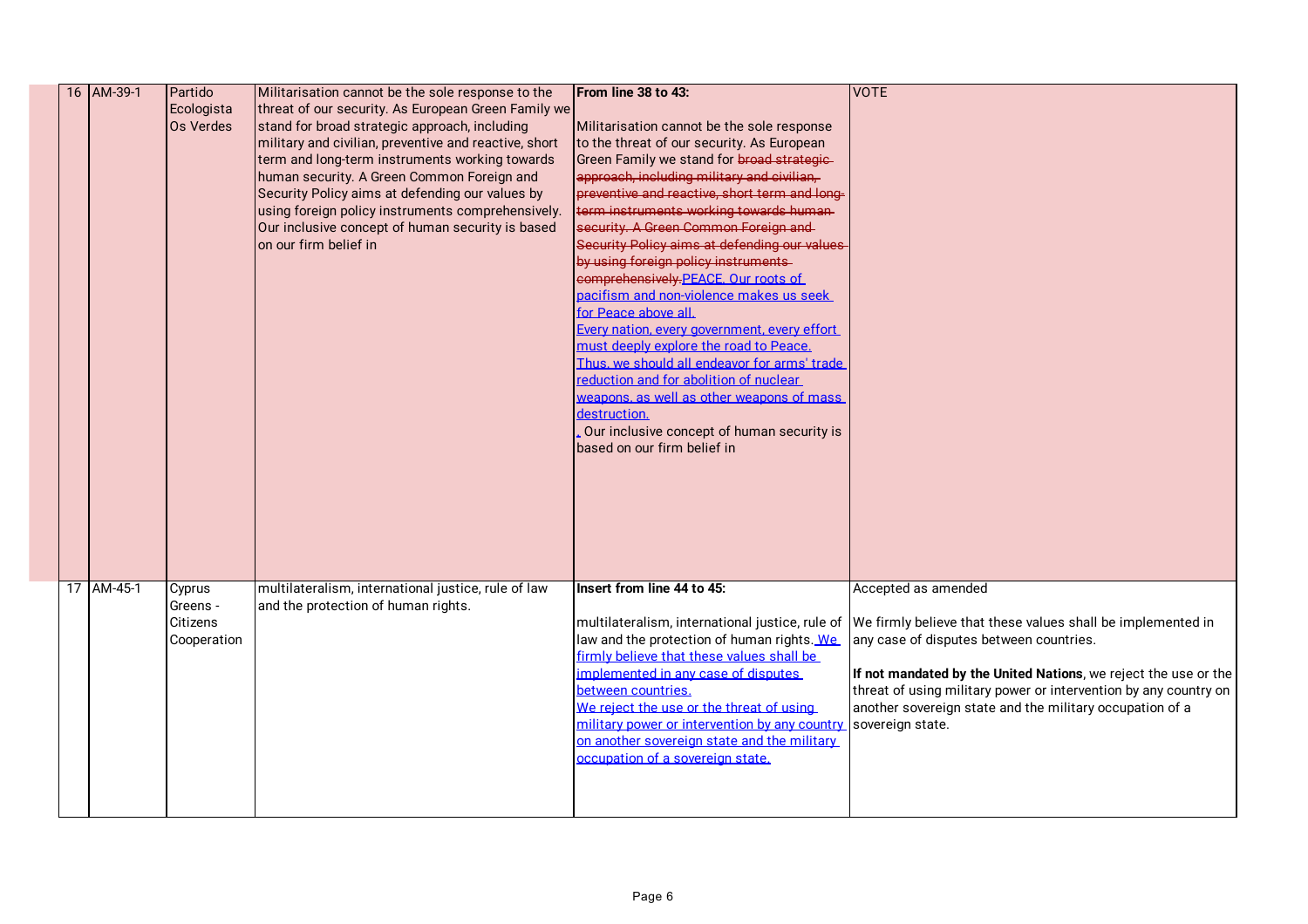| 16 | AM-39-1 | Partido Ecologista Os Verdes | Militarisation cannot be the sole response to the threat of our security. As European Green Family we stand for broad strategic approach, including military and civilian, preventive and reactive, short term and long-term instruments working towards human security. A Green Common Foreign and Security Policy aims at defending our values by using foreign policy instruments comprehensively. Our inclusive concept of human security is based on our firm belief in | **From line 38 to 43:**<br><br>Militarisation cannot be the sole response to the threat of our security. As European Green Family we stand for ~~broad strategic approach, including military and civilian, preventive and reactive, short term and long-term instruments working towards human security. A Green Common Foreign and Security Policy aims at defending our values by using foreign policy instruments comprehensively.~~ PEACE. Our roots of pacifism and non-violence makes us seek for Peace above all.<br>Every nation, every government, every effort must deeply explore the road to Peace.<br>Thus, we should all endeavor for arms' trade reduction and for abolition of nuclear weapons, as well as other weapons of mass destruction.<br>. Our inclusive concept of human security is based on our firm belief in | VOTE |
|---|---|---|---|---|---|
| 17 | AM-45-1 | Cyprus Greens - Citizens Cooperation | multilateralism, international justice, rule of law and the protection of human rights. | **Insert from line 44 to 45:**<br><br>multilateralism, international justice, rule of law and the protection of human rights. We firmly believe that these values shall be implemented in any case of disputes between countries.<br>We reject the use or the threat of using military power or intervention by any country on another sovereign state and the military occupation of a sovereign state. | Accepted as amended<br><br>We firmly believe that these values shall be implemented in any case of disputes between countries.<br><br>**If not mandated by the United Nations**, we reject the use or the threat of using military power or intervention by any country on another sovereign state and the military occupation of a sovereign state. |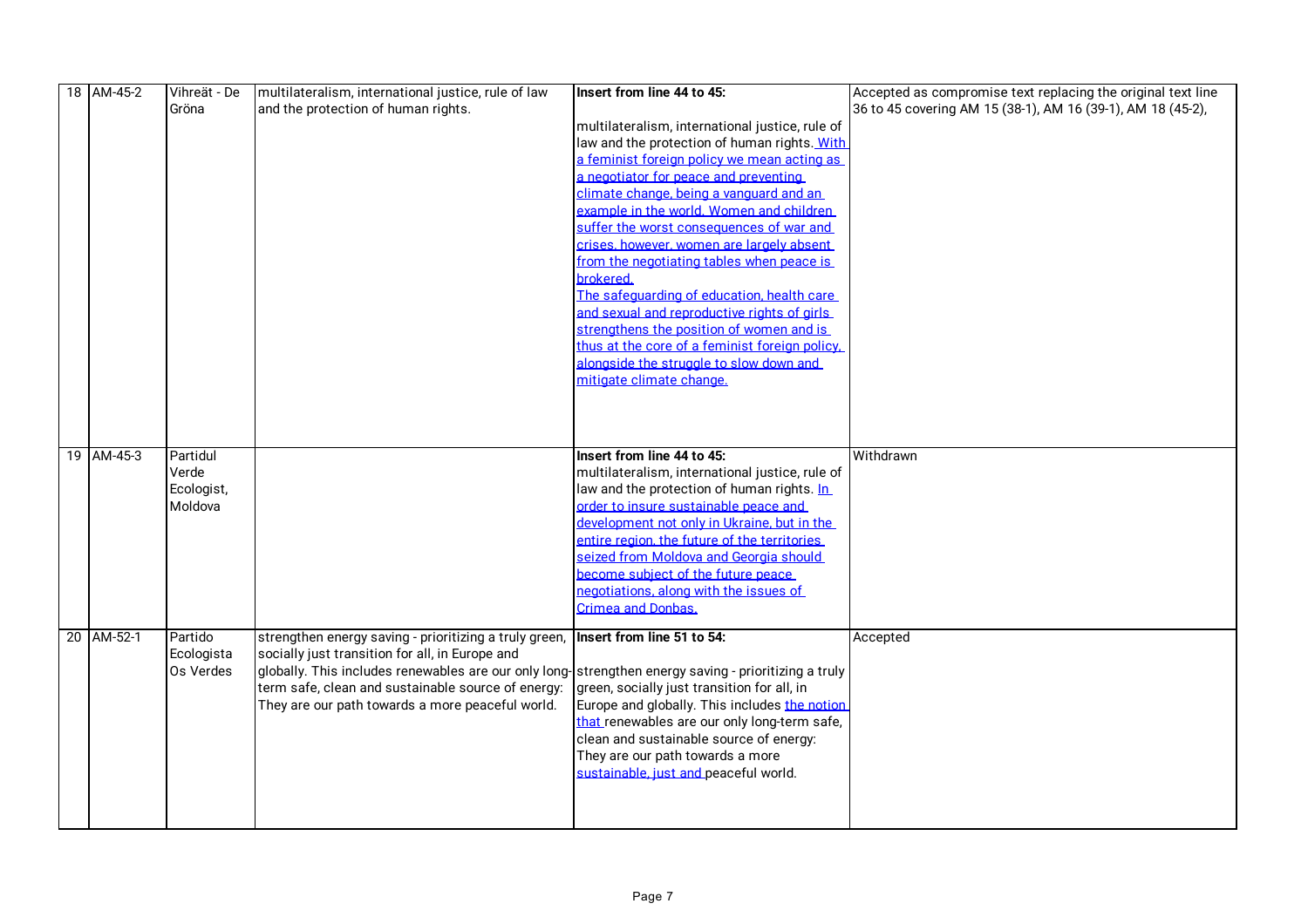| 18 | AM-45-2 | Vihreät - De Gröna | multilateralism, international justice, rule of law and the protection of human rights. | **Insert from line 44 to 45:**<br><br>multilateralism, international justice, rule of law and the protection of human rights. With a feminist foreign policy we mean acting as a negotiator for peace and preventing climate change, being a vanguard and an example in the world. Women and children suffer the worst consequences of war and crises, however, women are largely absent from the negotiating tables when peace is brokered.<br>The safeguarding of education, health care and sexual and reproductive rights of girls strengthens the position of women and is thus at the core of a feminist foreign policy, alongside the struggle to slow down and mitigate climate change. | Accepted as compromise text replacing the original text line 36 to 45 covering AM 15 (38-1), AM 16 (39-1), AM 18 (45-2), |
|---|---|---|---|---|---|
| 19 | AM-45-3 | Partidul Verde Ecologist, Moldova | | **Insert from line 44 to 45:**<br>multilateralism, international justice, rule of law and the protection of human rights. In order to insure sustainable peace and development not only in Ukraine, but in the entire region, the future of the territories seized from Moldova and Georgia should become subject of the future peace negotiations, along with the issues of Crimea and Donbas. | Withdrawn |
| 20 | AM-52-1 | Partido Ecologista Os Verdes | strengthen energy saving - prioritizing a truly green, socially just transition for all, in Europe and globally. This includes renewables are our only long-term safe, clean and sustainable source of energy: They are our path towards a more peaceful world. | **Insert from line 51 to 54:**<br><br>strengthen energy saving - prioritizing a truly green, socially just transition for all, in Europe and globally. This includes the notion that renewables are our only long-term safe, clean and sustainable source of energy: They are our path towards a more sustainable, just and peaceful world. | Accepted |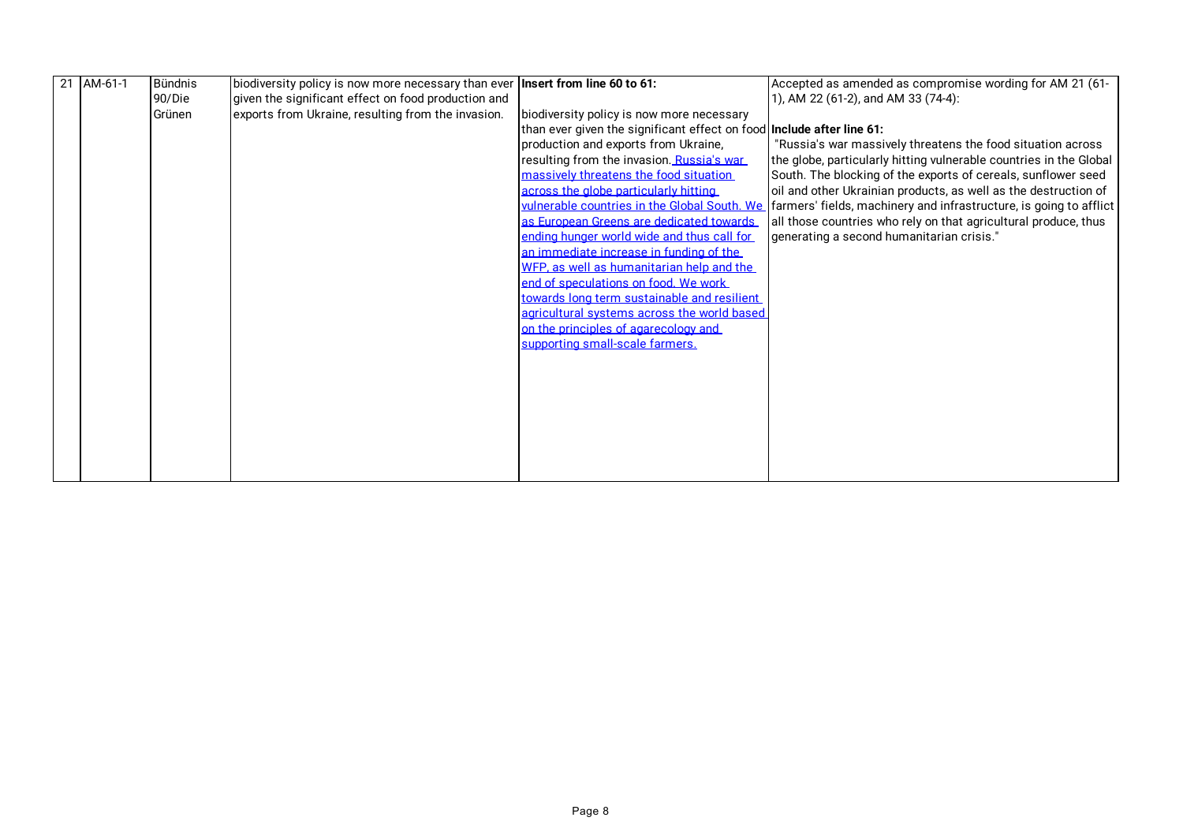| 21 | AM-61-1 | Bündnis 90/Die Grünen | biodiversity policy is now more necessary than ever given the significant effect on food production and exports from Ukraine, resulting from the invasion. | **Insert from line 60 to 61:**<br><br>biodiversity policy is now more necessary than ever given the significant effect on food production and exports from Ukraine, resulting from the invasion. Russia's war massively threatens the food situation across the globe particularly hitting vulnerable countries in the Global South. We as European Greens are dedicated towards ending hunger world wide and thus call for an immediate increase in funding of the WFP, as well as humanitarian help and the end of speculations on food. We work towards long term sustainable and resilient agricultural systems across the world based on the principles of agarecology and supporting small-scale farmers. | Accepted as amended as compromise wording for AM 21 (61-1), AM 22 (61-2), and AM 33 (74-4):<br><br>**Include after line 61:**<br>"Russia's war massively threatens the food situation across the globe, particularly hitting vulnerable countries in the Global South. The blocking of the exports of cereals, sunflower seed oil and other Ukrainian products, as well as the destruction of farmers' fields, machinery and infrastructure, is going to afflict all those countries who rely on that agricultural produce, thus generating a second humanitarian crisis." |
|---|---|---|---|---|---|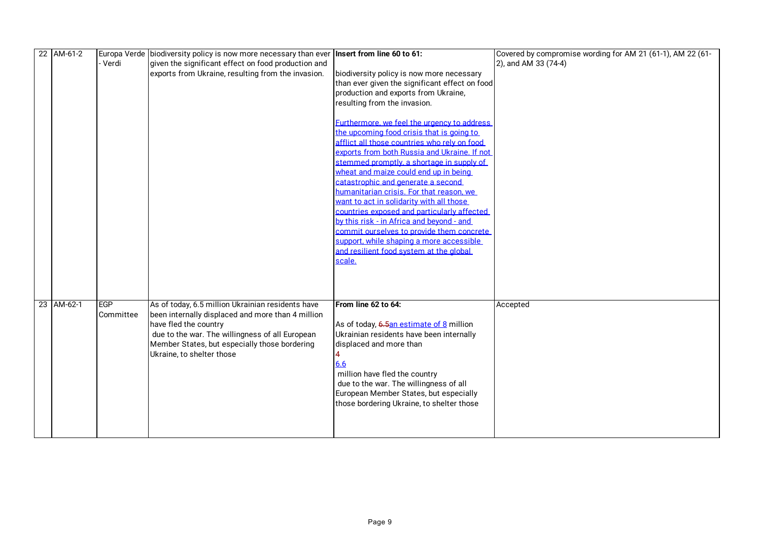| | | | | | |
|---|---|---|---|---|---|
| 22 | AM-61-2 | Europa Verde - Verdi | biodiversity policy is now more necessary than ever given the significant effect on food production and exports from Ukraine, resulting from the invasion. | **Insert from line 60 to 61:**<br><br>biodiversity policy is now more necessary than ever given the significant effect on food production and exports from Ukraine, resulting from the invasion.<br><br>Furthermore, we feel the urgency to address the upcoming food crisis that is going to afflict all those countries who rely on food exports from both Russia and Ukraine. If not stemmed promptly, a shortage in supply of wheat and maize could end up in being catastrophic and generate a second humanitarian crisis. For that reason, we want to act in solidarity with all those countries exposed and particularly affected by this risk - in Africa and beyond - and commit ourselves to provide them concrete support, while shaping a more accessible and resilient food system at the global scale. | Covered by compromise wording for AM 21 (61-1), AM 22 (61-2), and AM 33 (74-4) |
| 23 | AM-62-1 | EGP Committee | As of today, 6.5 million Ukrainian residents have been internally displaced and more than 4 million have fled the country due to the war. The willingness of all European Member States, but especially those bordering Ukraine, to shelter those | **From line 62 to 64:**<br><br>As of today, ~~6.5~~an estimate of 8 million Ukrainian residents have been internally displaced and more than ~~4~~ 6.6 million have fled the country due to the war. The willingness of all European Member States, but especially those bordering Ukraine, to shelter those | Accepted |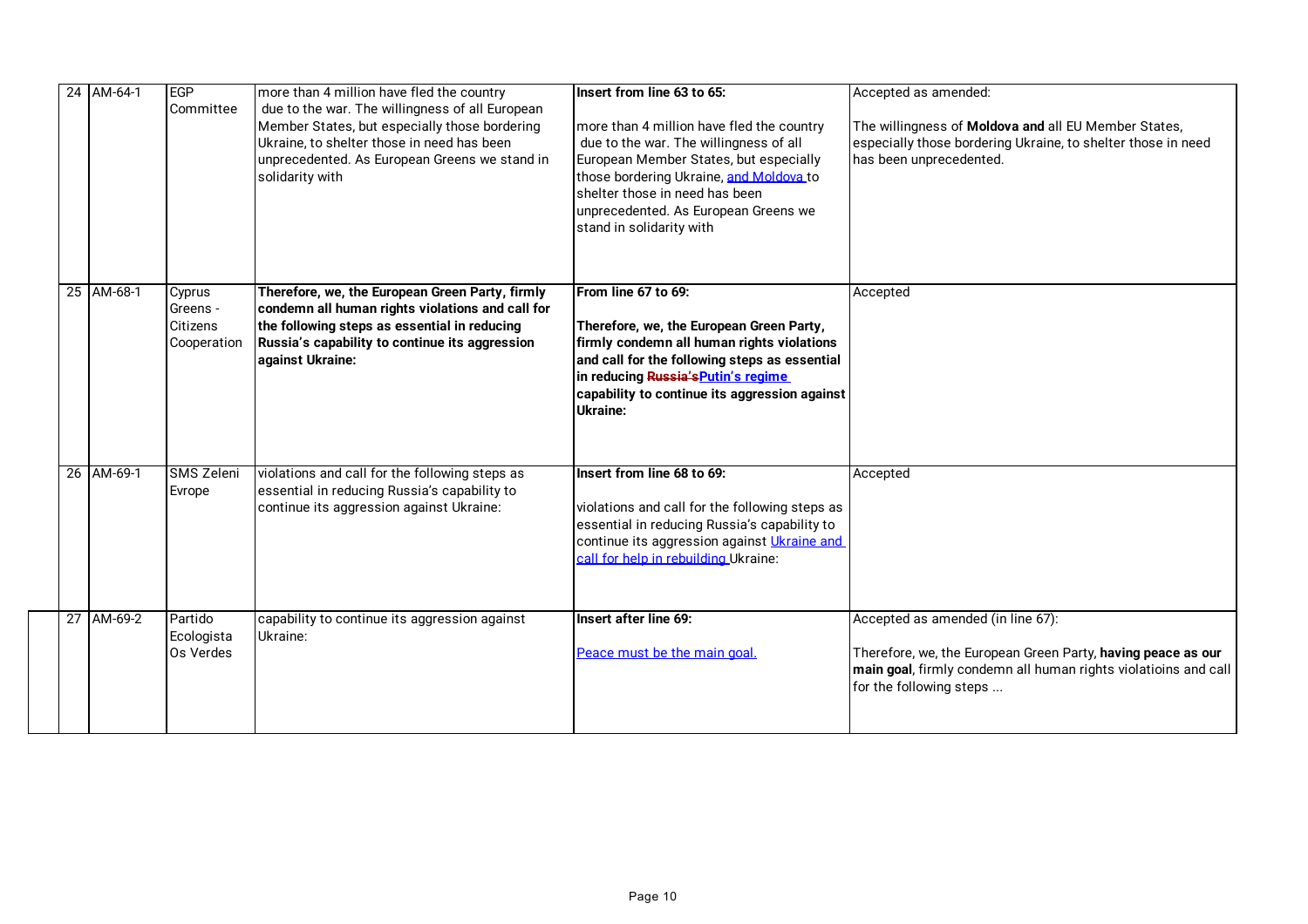| 24 | AM-64-1 | EGP Committee | more than 4 million have fled the country due to the war. The willingness of all European Member States, but especially those bordering Ukraine, to shelter those in need has been unprecedented. As European Greens we stand in solidarity with | **Insert from line 63 to 65:**<br><br>more than 4 million have fled the country due to the war. The willingness of all European Member States, but especially those bordering Ukraine, and Moldova to shelter those in need has been unprecedented. As European Greens we stand in solidarity with | Accepted as amended:<br><br>The willingness of **Moldova and** all EU Member States, especially those bordering Ukraine, to shelter those in need has been unprecedented. |
|---|---|---|---|---|---|
| 25 | AM-68-1 | Cyprus Greens - Citizens Cooperation | **Therefore, we, the European Green Party, firmly condemn all human rights violations and call for the following steps as essential in reducing Russia's capability to continue its aggression against Ukraine:** | **From line 67 to 69:**<br><br>**Therefore, we, the European Green Party, firmly condemn all human rights violations and call for the following steps as essential in reducing ~~Russia's~~Putin's regime capability to continue its aggression against Ukraine:** | Accepted |
| 26 | AM-69-1 | SMS Zeleni Evrope | violations and call for the following steps as essential in reducing Russia's capability to continue its aggression against Ukraine: | **Insert from line 68 to 69:**<br><br>violations and call for the following steps as essential in reducing Russia's capability to continue its aggression against Ukraine and call for help in rebuilding Ukraine: | Accepted |
| 27 | AM-69-2 | Partido Ecologista Os Verdes | capability to continue its aggression against Ukraine: | **Insert after line 69:**<br><br>Peace must be the main goal. | Accepted as amended (in line 67):<br><br>Therefore, we, the European Green Party, **having peace as our main goal**, firmly condemn all human rights violatioins and call for the following steps ... |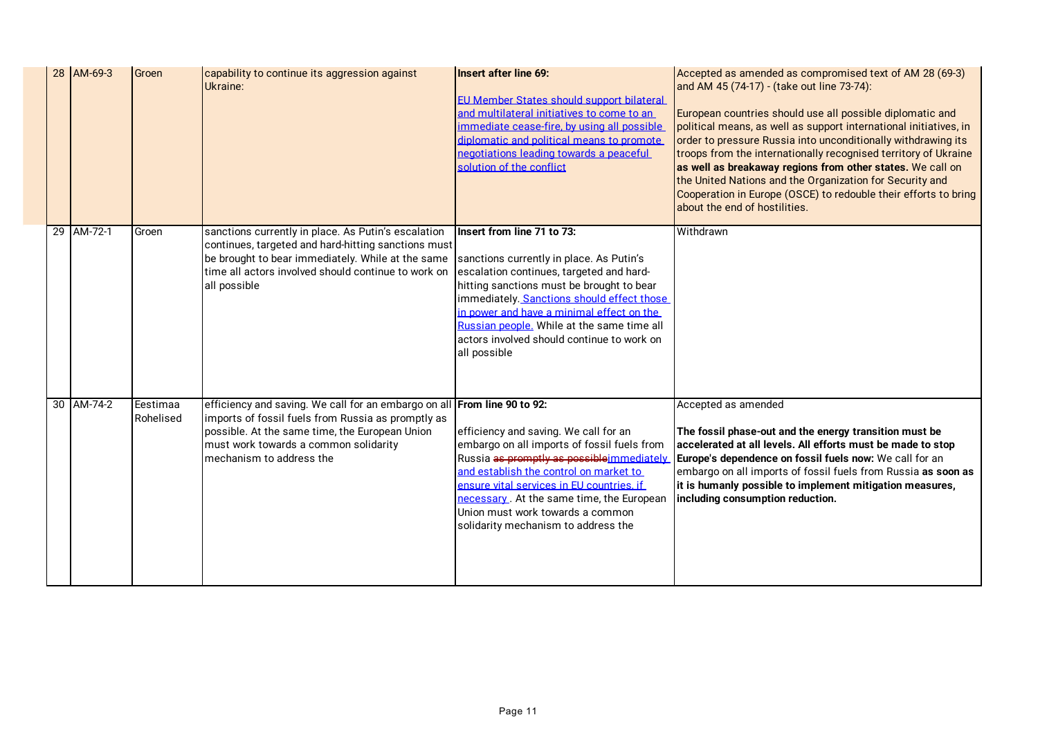| | | | | | |
|---|---|---|---|---|---|
| 28 | AM-69-3 | Groen | capability to continue its aggression against Ukraine: | **Insert after line 69:**<br><br>EU Member States should support bilateral and multilateral initiatives to come to an immediate cease-fire, by using all possible diplomatic and political means to promote negotiations leading towards a peaceful solution of the conflict | Accepted as amended as compromised text of AM 28 (69-3) and AM 45 (74-17) - (take out line 73-74):<br><br>European countries should use all possible diplomatic and political means, as well as support international initiatives, in order to pressure Russia into unconditionally withdrawing its troops from the internationally recognised territory of Ukraine **as well as breakaway regions from other states.** We call on the United Nations and the Organization for Security and Cooperation in Europe (OSCE) to redouble their efforts to bring about the end of hostilities. |
| 29 | AM-72-1 | Groen | sanctions currently in place. As Putin's escalation continues, targeted and hard-hitting sanctions must be brought to bear immediately. While at the same time all actors involved should continue to work on all possible | **Insert from line 71 to 73:**<br><br>sanctions currently in place. As Putin's escalation continues, targeted and hard-hitting sanctions must be brought to bear immediately. Sanctions should effect those in power and have a minimal effect on the Russian people. While at the same time all actors involved should continue to work on all possible | Withdrawn |
| 30 | AM-74-2 | Eestimaa Rohelised | efficiency and saving. We call for an embargo on all imports of fossil fuels from Russia as promptly as possible. At the same time, the European Union must work towards a common solidarity mechanism to address the | **From line 90 to 92:**<br><br>efficiency and saving. We call for an embargo on all imports of fossil fuels from Russia ~~as promptly as possible~~immediately and establish the control on market to ensure vital services in EU countries, if necessary . At the same time, the European Union must work towards a common solidarity mechanism to address the | Accepted as amended<br><br>**The fossil phase-out and the energy transition must be accelerated at all levels. All efforts must be made to stop Europe's dependence on fossil fuels now:** We call for an embargo on all imports of fossil fuels from Russia **as soon as it is humanly possible to implement mitigation measures, including consumption reduction.** |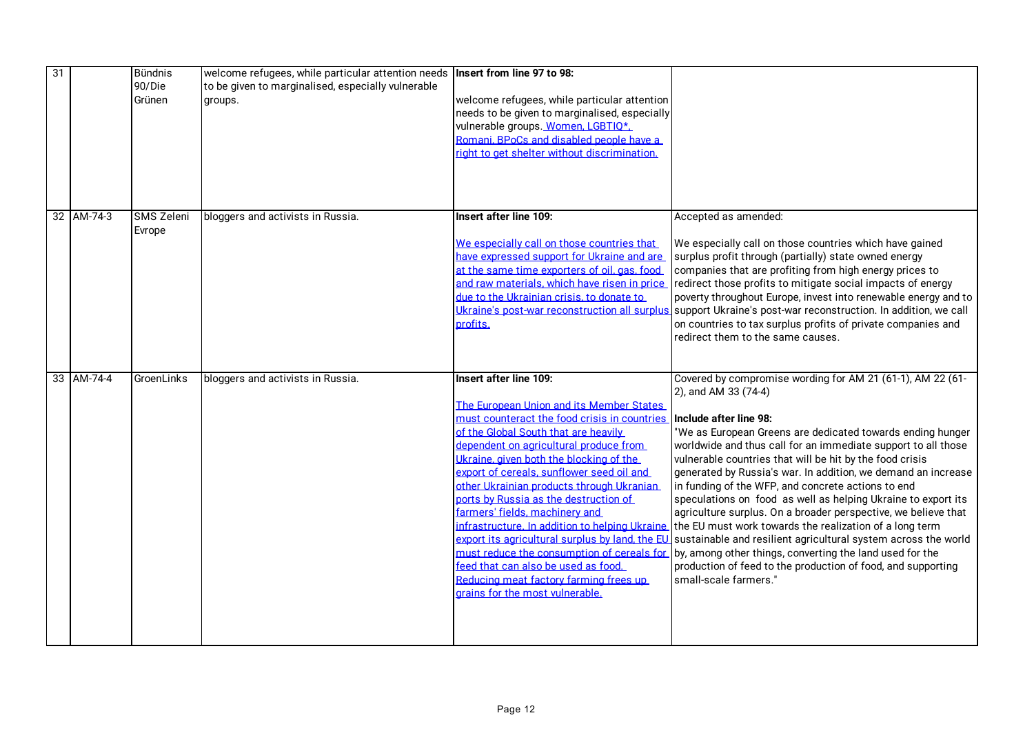| | | | | | |
|---|---|---|---|---|---|
| 31 | | Bündnis 90/Die Grünen | welcome refugees, while particular attention needs to be given to marginalised, especially vulnerable groups. | **Insert from line 97 to 98:**<br><br>welcome refugees, while particular attention needs to be given to marginalised, especially vulnerable groups. <u>Women, LGBTIQ*, Romani, BPoCs and disabled people have a right to get shelter without discrimination.</u> | |
| 32 | AM-74-3 | SMS Zeleni Evrope | bloggers and activists in Russia. | **Insert after line 109:**<br><br><u>We especially call on those countries that have expressed support for Ukraine and are at the same time exporters of oil, gas, food and raw materials, which have risen in price due to the Ukrainian crisis, to donate to Ukraine's post-war reconstruction all surplus profits.</u> | Accepted as amended:<br><br>We especially call on those countries which have gained surplus profit through (partially) state owned energy companies that are profiting from high energy prices to redirect those profits to mitigate social impacts of energy poverty throughout Europe, invest into renewable energy and to support Ukraine's post-war reconstruction. In addition, we call on countries to tax surplus profits of private companies and redirect them to the same causes. |
| 33 | AM-74-4 | GroenLinks | bloggers and activists in Russia. | **Insert after line 109:**<br><br><u>The European Union and its Member States must counteract the food crisis in countries of the Global South that are heavily dependent on agricultural produce from Ukraine, given both the blocking of the export of cereals, sunflower seed oil and other Ukrainian products through Ukranian ports by Russia as the destruction of farmers' fields, machinery and infrastructure. In addition to helping Ukraine export its agricultural surplus by land, the EU must reduce the consumption of cereals for feed that can also be used as food. Reducing meat factory farming frees up grains for the most vulnerable.</u> | Covered by compromise wording for AM 21 (61-1), AM 22 (61-2), and AM 33 (74-4)<br><br>**Include after line 98:**<br>"We as European Greens are dedicated towards ending hunger worldwide and thus call for an immediate support to all those vulnerable countries that will be hit by the food crisis generated by Russia's war. In addition, we demand an increase in funding of the WFP, and concrete actions to end speculations on food as well as helping Ukraine to export its agriculture surplus. On a broader perspective, we believe that the EU must work towards the realization of a long term sustainable and resilient agricultural system across the world by, among other things, converting the land used for the production of feed to the production of food, and supporting small-scale farmers." |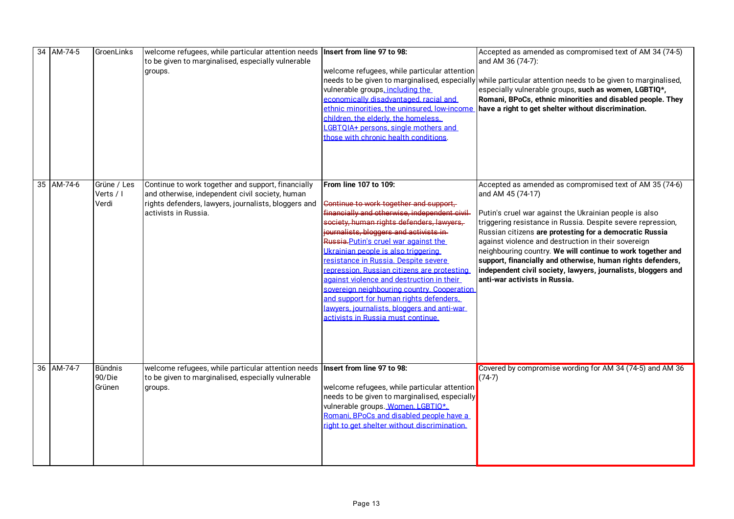| 34 | AM-74-5 | GroenLinks | welcome refugees, while particular attention needs to be given to marginalised, especially vulnerable groups. | **Insert from line 97 to 98:**<br><br>welcome refugees, while particular attention needs to be given to marginalised, especially vulnerable groups, including the economically disadvantaged, racial and ethnic minorities, the uninsured, low-income children, the elderly, the homeless, LGBTQIA+ persons, single mothers and those with chronic health conditions. | Accepted as amended as compromised text of AM 34 (74-5) and AM 36 (74-7):<br><br>while particular attention needs to be given to marginalised, especially vulnerable groups, **such as women, LGBTIQ*, Romani, BPoCs, ethnic minorities and disabled people. They have a right to get shelter without discrimination.** |
|---|---|---|---|---|---|
| 35 | AM-74-6 | Grüne / Les Verts / I Verdi | Continue to work together and support, financially and otherwise, independent civil society, human rights defenders, lawyers, journalists, bloggers and activists in Russia. | **From line 107 to 109:**<br><br>~~Continue to work together and support, financially and otherwise, independent civil society, human rights defenders, lawyers, journalists, bloggers and activists in Russia.~~ Putin's cruel war against the Ukrainian people is also triggering resistance in Russia. Despite severe repression, Russian citizens are protesting against violence and destruction in their sovereign neighbouring country. Cooperation and support for human rights defenders, lawyers, journalists, bloggers and anti-war activists in Russia must continue. | Accepted as amended as compromised text of AM 35 (74-6) and AM 45 (74-17)<br><br>Putin's cruel war against the Ukrainian people is also triggering resistance in Russia. Despite severe repression, Russian citizens **are protesting for a democratic Russia** against violence and destruction in their sovereign neighbouring country. **We will continue to work together and support, financially and otherwise, human rights defenders, independent civil society, lawyers, journalists, bloggers and anti-war activists in Russia.** |
| 36 | AM-74-7 | Bündnis 90/Die Grünen | welcome refugees, while particular attention needs to be given to marginalised, especially vulnerable groups. | **Insert from line 97 to 98:**<br><br>welcome refugees, while particular attention needs to be given to marginalised, especially vulnerable groups. Women, LGBTIQ*, Romani, BPoCs and disabled people have a right to get shelter without discrimination. | Covered by compromise wording for AM 34 (74-5) and AM 36 (74-7) |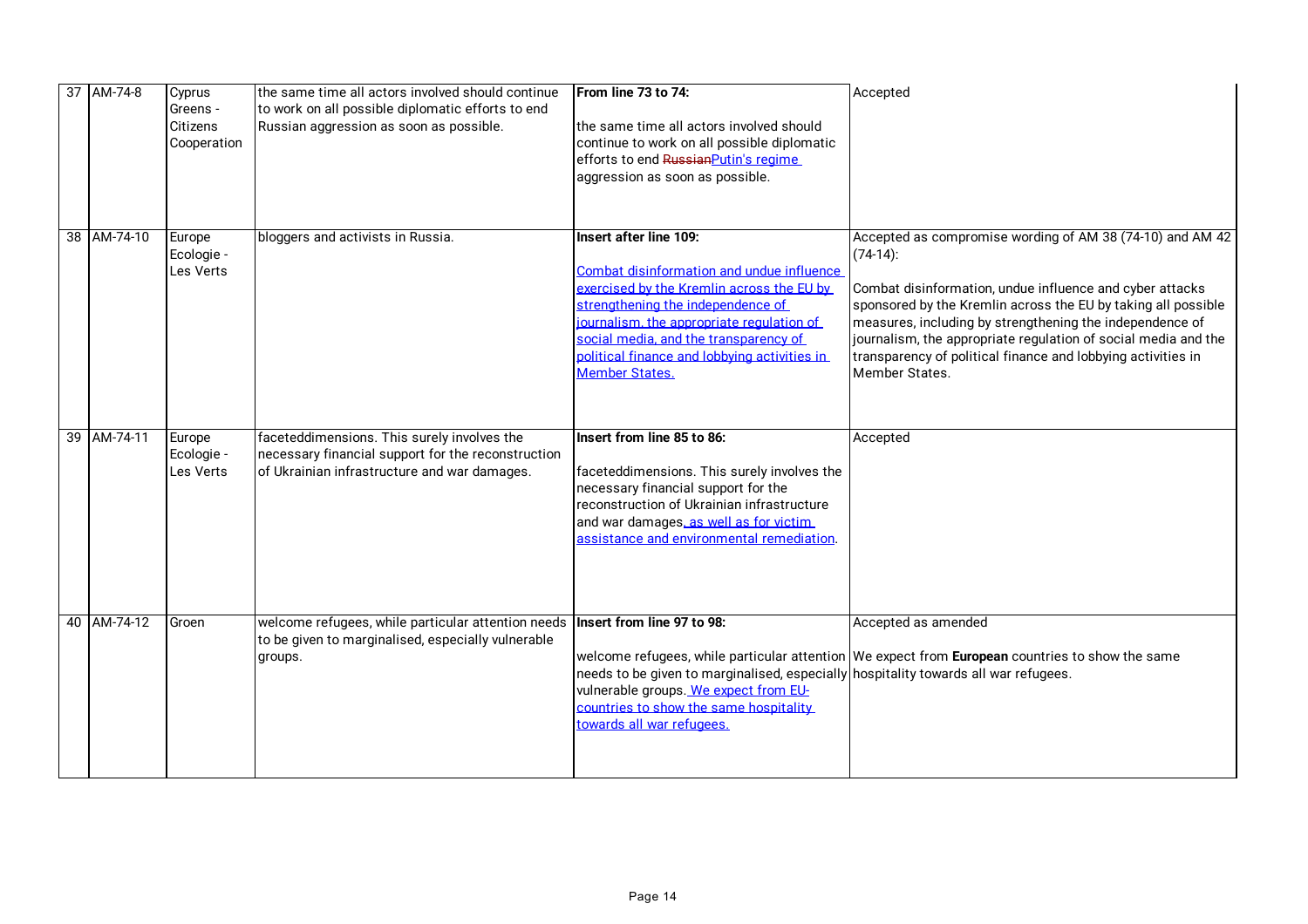| 37 | AM-74-8 | Cyprus Greens - Citizens Cooperation | the same time all actors involved should continue to work on all possible diplomatic efforts to end Russian aggression as soon as possible. | **From line 73 to 74:**<br><br>the same time all actors involved should continue to work on all possible diplomatic efforts to end ~~Russian~~Putin's regime aggression as soon as possible. | Accepted |
|---|---|---|---|---|---|
| 38 | AM-74-10 | Europe Ecologie - Les Verts | bloggers and activists in Russia. | **Insert after line 109:**<br><br>Combat disinformation and undue influence exercised by the Kremlin across the EU by strengthening the independence of journalism, the appropriate regulation of social media, and the transparency of political finance and lobbying activities in Member States. | Accepted as compromise wording of AM 38 (74-10) and AM 42 (74-14):<br><br>Combat disinformation, undue influence and cyber attacks sponsored by the Kremlin across the EU by taking all possible measures, including by strengthening the independence of journalism, the appropriate regulation of social media and the transparency of political finance and lobbying activities in Member States. |
| 39 | AM-74-11 | Europe Ecologie - Les Verts | faceteddimensions. This surely involves the necessary financial support for the reconstruction of Ukrainian infrastructure and war damages. | **Insert from line 85 to 86:**<br><br>faceteddimensions. This surely involves the necessary financial support for the reconstruction of Ukrainian infrastructure and war damages, as well as for victim assistance and environmental remediation. | Accepted |
| 40 | AM-74-12 | Groen | welcome refugees, while particular attention needs to be given to marginalised, especially vulnerable groups. | **Insert from line 97 to 98:**<br><br>welcome refugees, while particular attention needs to be given to marginalised, especially vulnerable groups. We expect from EU-countries to show the same hospitality towards all war refugees. | Accepted as amended<br><br>We expect from **European** countries to show the same hospitality towards all war refugees. |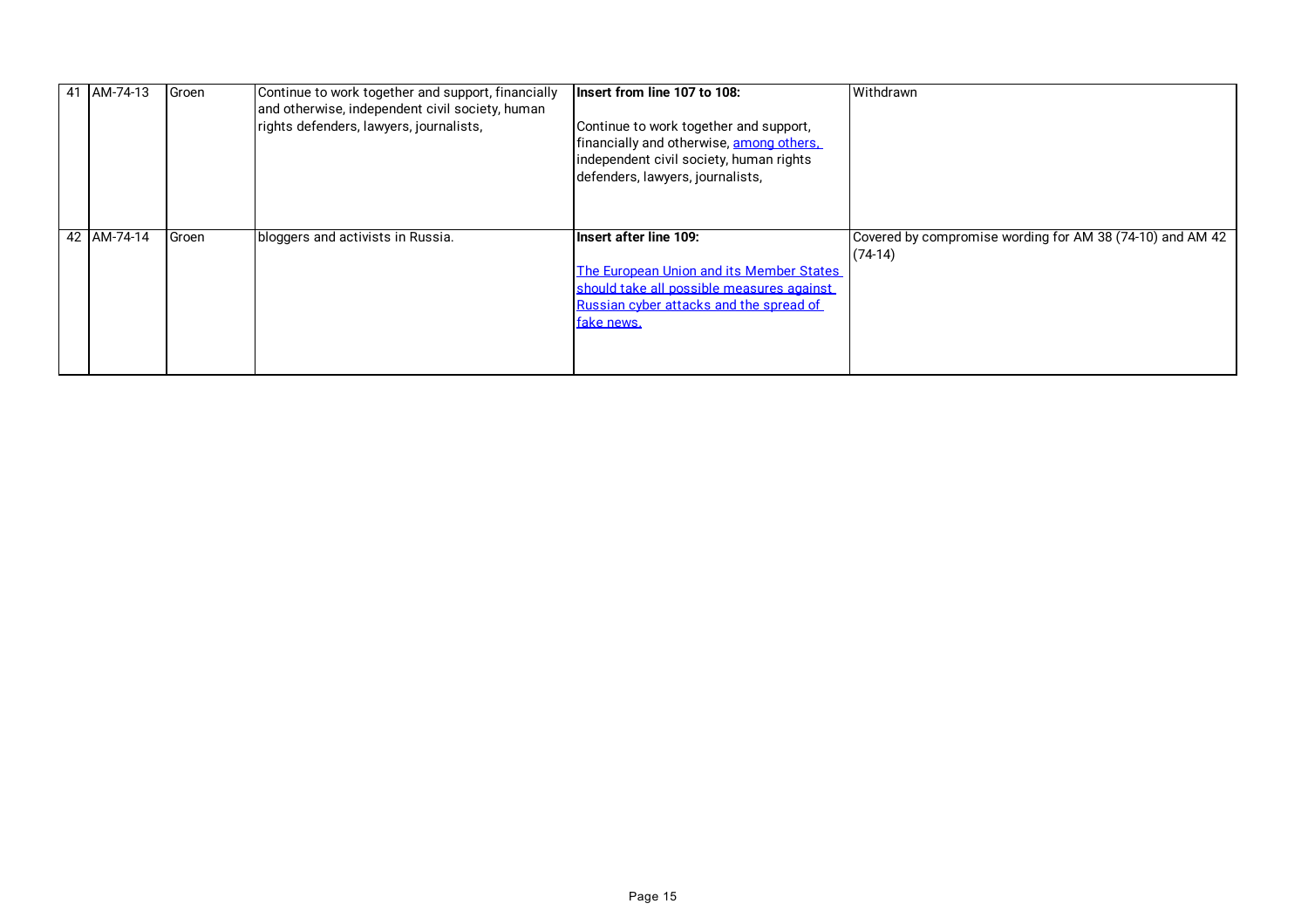| 41 | AM-74-13 | Groen | Continue to work together and support, financially and otherwise, independent civil society, human rights defenders, lawyers, journalists, | **Insert from line 107 to 108:**<br><br>Continue to work together and support, financially and otherwise, <u>among others,</u> independent civil society, human rights defenders, lawyers, journalists, | Withdrawn |
|---|---|---|---|---|---|
| 42 | AM-74-14 | Groen | bloggers and activists in Russia. | **Insert after line 109:**<br><br><u>The European Union and its Member States should take all possible measures against Russian cyber attacks and the spread of fake news.</u> | Covered by compromise wording for AM 38 (74-10) and AM 42 (74-14) |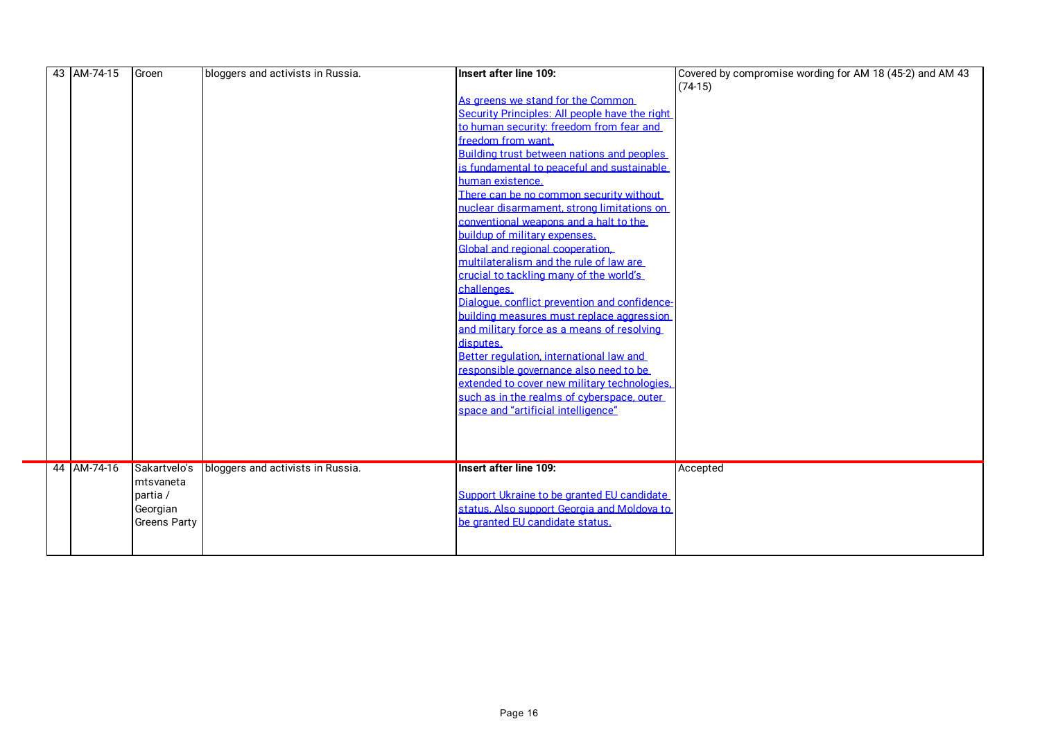| 43 | AM-74-15 | Groen | bloggers and activists in Russia. | **Insert after line 109:**<br><br><u>As greens we stand for the Common Security Principles: All people have the right to human security: freedom from fear and freedom from want.</u><br><u>Building trust between nations and peoples is fundamental to peaceful and sustainable human existence.</u><br><u>There can be no common security without nuclear disarmament, strong limitations on conventional weapons and a halt to the buildup of military expenses.</u><br><u>Global and regional cooperation, multilateralism and the rule of law are crucial to tackling many of the world's challenges.</u><br><u>Dialogue, conflict prevention and confidence-building measures must replace aggression and military force as a means of resolving disputes.</u><br><u>Better regulation, international law and responsible governance also need to be extended to cover new military technologies, such as in the realms of cyberspace, outer space and "artificial intelligence"</u> | Covered by compromise wording for AM 18 (45-2) and AM 43 (74-15) |
|---|---|---|---|---|---|
| 44 | AM-74-16 | Sakartvelo's mtsvaneta partia / Georgian Greens Party | bloggers and activists in Russia. | **Insert after line 109:**<br><br><u>Support Ukraine to be granted EU candidate status. Also support Georgia and Moldova to be granted EU candidate status.</u> | Accepted |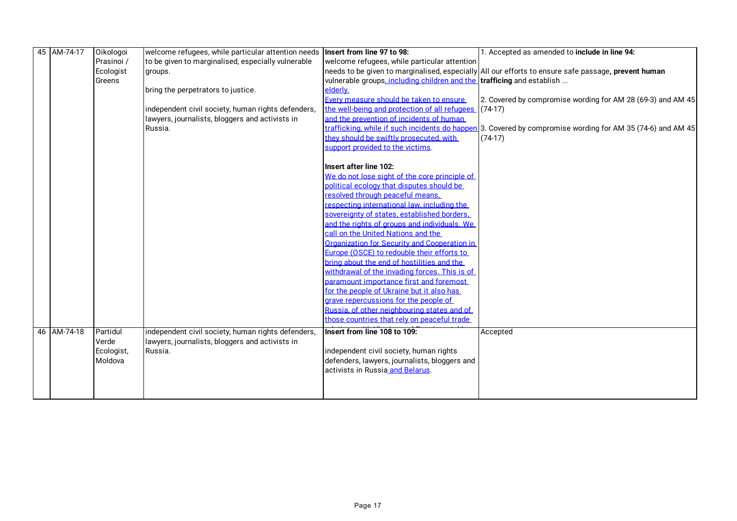| 45 | AM-74-17 | Oikologoi Prasinoi / Ecologist Greens | welcome refugees, while particular attention needs to be given to marginalised, especially vulnerable groups.<br><br>bring the perpetrators to justice.<br><br>independent civil society, human rights defenders, lawyers, journalists, bloggers and activists in Russia. | **Insert from line 97 to 98:**<br>welcome refugees, while particular attention needs to be given to marginalised, especially vulnerable groups, including children and the elderly.<br>Every measure should be taken to ensure the well-being and protection of all refugees and the prevention of incidents of human trafficking, while if such incidents do happen they should be swiftly prosecuted, with support provided to the victims.<br><br>**Insert after line 102:**<br>We do not lose sight of the core principle of political ecology that disputes should be resolved through peaceful means, respecting international law, including the sovereignty of states, established borders, and the rights of groups and individuals. We call on the United Nations and the Organization for Security and Cooperation in Europe (OSCE) to redouble their efforts to bring about the end of hostilities and the withdrawal of the invading forces. This is of paramount importance first and foremost for the people of Ukraine but it also has grave repercussions for the people of Russia, of other neighbouring states and of those countries that rely on peaceful trade | 1. Accepted as amended to **include in line 94:**<br><br>All our efforts to ensure safe passage**, prevent human trafficing** and establish ...<br><br>2. Covered by compromise wording for AM 28 (69-3) and AM 45 (74-17)<br><br>3. Covered by compromise wording for AM 35 (74-6) and AM 45 (74-17) |
|---|---|---|---|---|---|
| 46 | AM-74-18 | Partidul Verde Ecologist, Moldova | independent civil society, human rights defenders, lawyers, journalists, bloggers and activists in Russia. | **Insert from line 108 to 109:**<br><br>independent civil society, human rights defenders, lawyers, journalists, bloggers and activists in Russia and Belarus. | Accepted |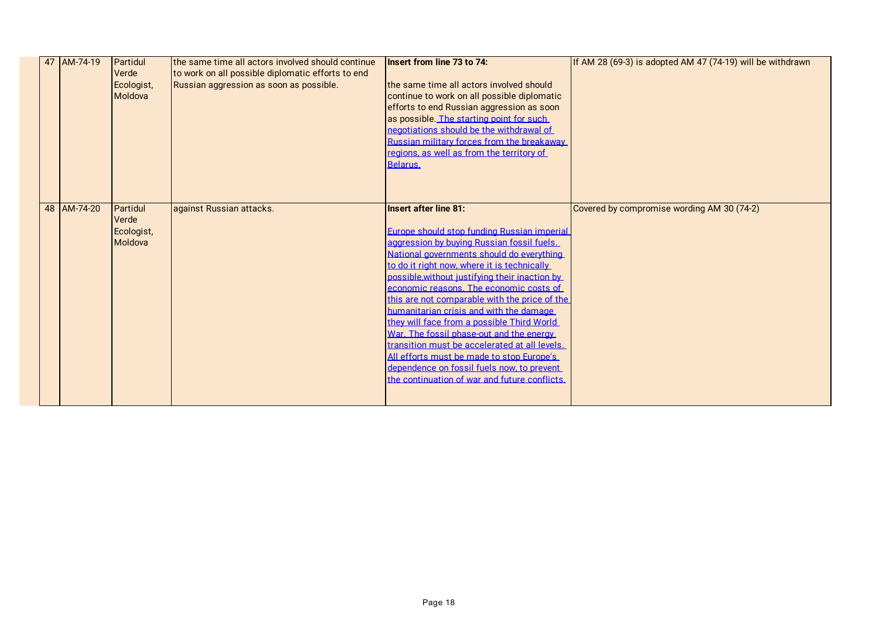| | | | | | |
|---|---|---|---|---|---|
| 47 | AM-74-19 | Partidul Verde Ecologist, Moldova | the same time all actors involved should continue to work on all possible diplomatic efforts to end Russian aggression as soon as possible. | **Insert from line 73 to 74:**<br><br>the same time all actors involved should continue to work on all possible diplomatic efforts to end Russian aggression as soon as possible. The starting point for such negotiations should be the withdrawal of Russian military forces from the breakaway regions, as well as from the territory of Belarus. | If AM 28 (69-3) is adopted AM 47 (74-19) will be withdrawn |
| 48 | AM-74-20 | Partidul Verde Ecologist, Moldova | against Russian attacks. | **Insert after line 81:**<br><br>Europe should stop funding Russian imperial aggression by buying Russian fossil fuels. National governments should do everything to do it right now, where it is technically possible,without justifying their inaction by economic reasons. The economic costs of this are not comparable with the price of the humanitarian crisis and with the damage they will face from a possible Third World War. The fossil phase-out and the energy transition must be accelerated at all levels. All efforts must be made to stop Europe's dependence on fossil fuels now, to prevent the continuation of war and future conflicts. | Covered by compromise wording AM 30 (74-2) |